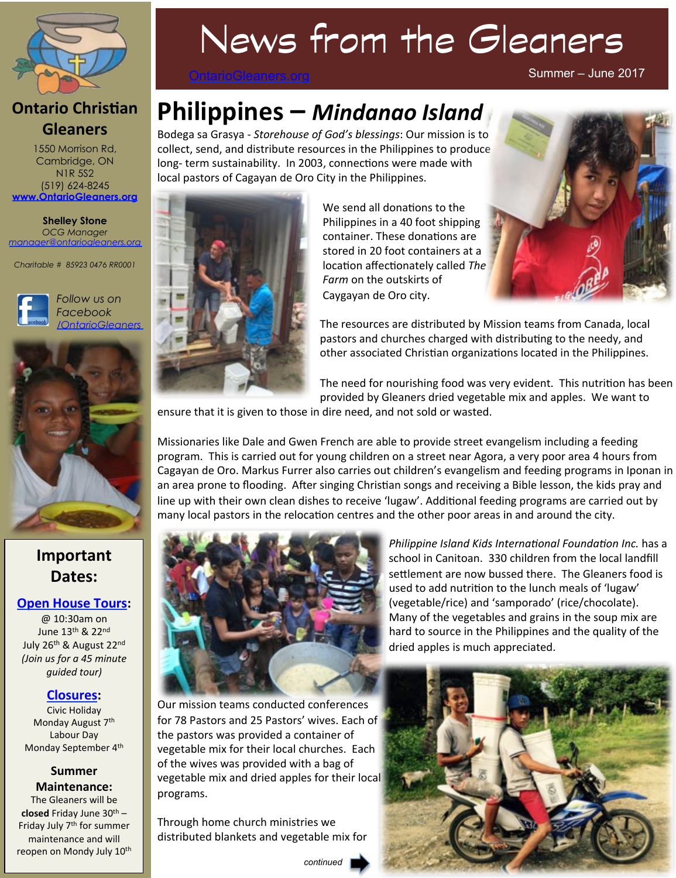# News from the Gleaners

OntarioGleaners.org

Summer – June 2017

## Philippines – *Mindanao Island*

Bodega sa Grasya - *Storehouse of God's blessings*: Our mission is to collect, send, and distribute resources in the Philippines to produce long- term sustainability. In 2003, connections were made with local pastors of Cagayan de Oro City in the Philippines.

We send all donations to the Philippines in a 40 foot shipping container. These donations are stored in 20 foot containers at a location affectionately called *The Farm* on the outskirts of Caygayan de Oro city.

The resources are distributed by Mission teams from Canada, local pastors and churches charged with distributing to the needy, and other associated Christian organizations located in the Philippines.

The need for nourishing food was very evident. This nutrition has been provided by Gleaners dried vegetable mix and apples. We want to ensure that it is given to those in dire need, and not sold or wasted.

Missionaries like Dale and Gwen French are able to provide street evangelism including a feeding program. This is carried out for young children on a street near Agora, a very poor area 4 hours from Cagayan de Oro. Markus Furrer also carries out children's evangelism and feeding programs in Iponan in an area prone to flooding. After singing Christian songs and receiving a Bible lesson, the kids pray and line up with their own clean dishes to receive 'lugaw'. Additional feeding programs are carried out by many local pastors in the relocation centres and the other poor areas in and around the city.

*Philippine Island Kids International Foundation Inc.* has a school in Canitoan. 330 children from the local landfill settlement are now bussed there. The Gleaners food is used to add nutrition to the lunch meals of 'lugaw' (vegetable/rice) and 'samporado' (rice/chocolate). Many of the vegetables and grains in the soup mix are hard to source in the Philippines and the quality of the dried apples is much appreciated.

Our mission teams conducted conferences for 78 Pastors and 25 Pastors' wives. Each of the pastors was provided a container of vegetable mix for their local churches. Each of the wives was provided with a bag of vegetable mix and dried apples for their local programs.

Through home church ministries we distributed blankets and vegetable mix for

*continued*

---

## Ontario Christian Gleaners

1550 Morrison Rd,
Cambridge, ON
N1R 5S2
(519) 624-8245
www.OntarioGleaners.org

**Shelley Stone**
*OCG Manager*
manager@ontariogleaners.org

*Charitable # 85923 0476 RR0001*

*Follow us on Facebook /OntarioGleaners*

## Important Dates:

**Open House Tours:**
@ 10:30am on
June 13th & 22nd
July 26th & August 22nd
*(Join us for a 45 minute guided tour)*

**Closures:**
Civic Holiday
Monday August 7th
Labour Day
Monday September 4th

**Summer Maintenance:**
The Gleaners will be **closed** Friday June 30th – Friday July 7th for summer maintenance and will reopen on Mondy July 10th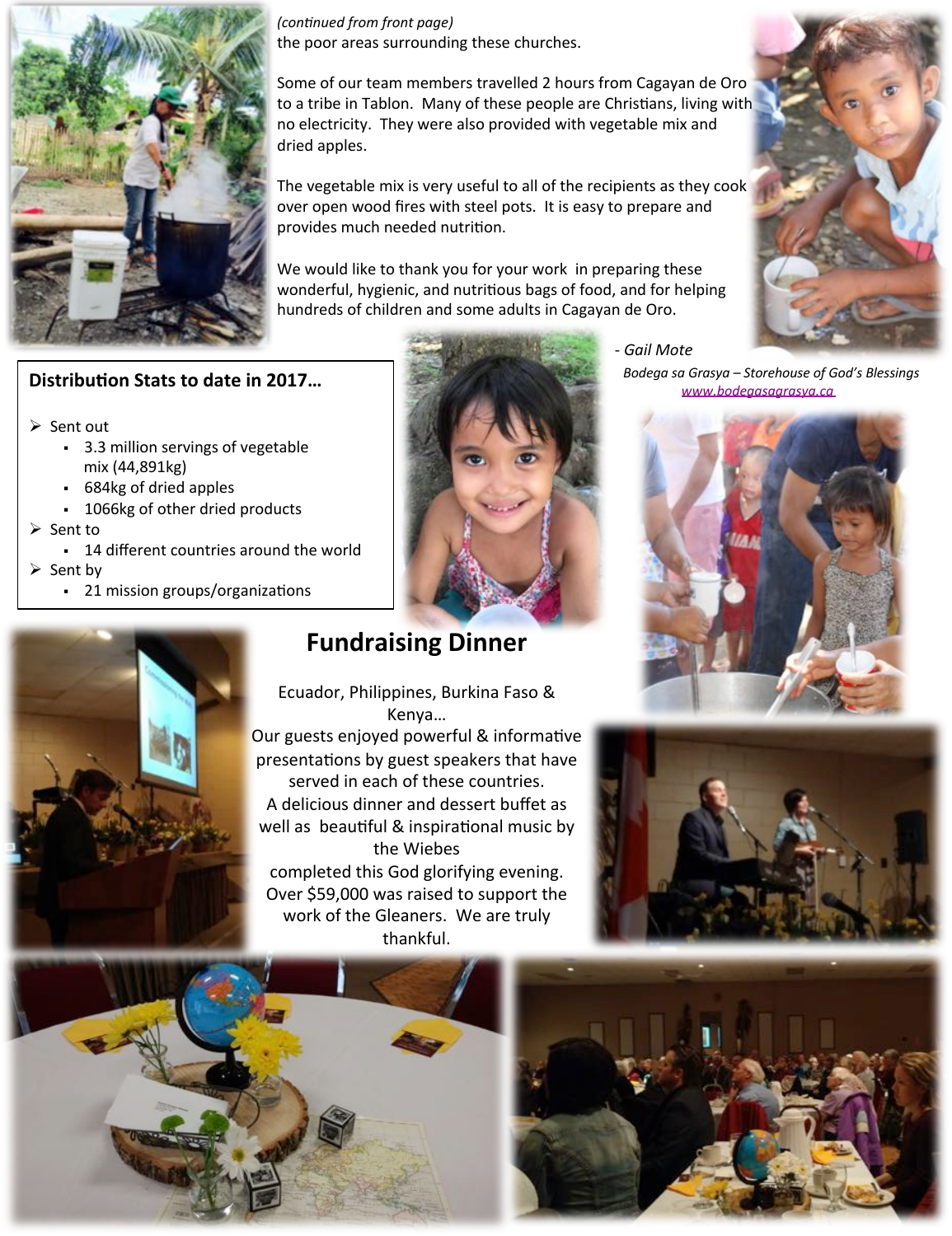*(continued from front page)*
the poor areas surrounding these churches.

Some of our team members travelled 2 hours from Cagayan de Oro to a tribe in Tablon. Many of these people are Christians, living with no electricity. They were also provided with vegetable mix and dried apples.

The vegetable mix is very useful to all of the recipients as they cook over open wood fires with steel pots. It is easy to prepare and provides much needed nutrition.

We would like to thank you for your work in preparing these wonderful, hygienic, and nutritious bags of food, and for helping hundreds of children and some adults in Cagayan de Oro.

*- Gail Mote*

*Bodega sa Grasya – Storehouse of God's Blessings*
*www.bodegasagrasya.ca*

**Distribution Stats to date in 2017…**

- Sent out
  - 3.3 million servings of vegetable mix (44,891kg)
  - 684kg of dried apples
  - 1066kg of other dried products
- Sent to
  - 14 different countries around the world
- Sent by
  - 21 mission groups/organizations

## Fundraising Dinner

Ecuador, Philippines, Burkina Faso & Kenya…
Our guests enjoyed powerful & informative presentations by guest speakers that have served in each of these countries.
A delicious dinner and dessert buffet as well as beautiful & inspirational music by the Wiebes
completed this God glorifying evening.
Over $59,000 was raised to support the work of the Gleaners. We are truly thankful.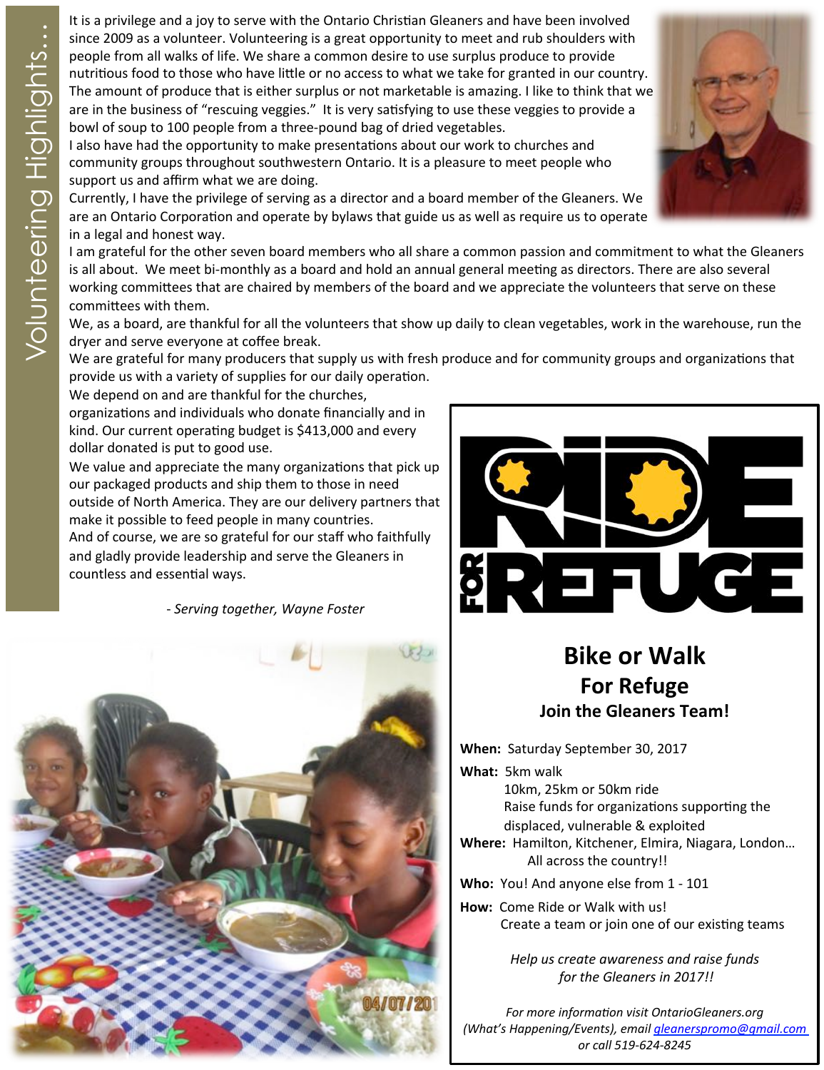# Volunteering Highlights…

It is a privilege and a joy to serve with the Ontario Christian Gleaners and have been involved since 2009 as a volunteer. Volunteering is a great opportunity to meet and rub shoulders with people from all walks of life. We share a common desire to use surplus produce to provide nutritious food to those who have little or no access to what we take for granted in our country. The amount of produce that is either surplus or not marketable is amazing. I like to think that we are in the business of "rescuing veggies." It is very satisfying to use these veggies to provide a bowl of soup to 100 people from a three-pound bag of dried vegetables.

I also have had the opportunity to make presentations about our work to churches and community groups throughout southwestern Ontario. It is a pleasure to meet people who support us and affirm what we are doing.

Currently, I have the privilege of serving as a director and a board member of the Gleaners. We are an Ontario Corporation and operate by bylaws that guide us as well as require us to operate in a legal and honest way.

I am grateful for the other seven board members who all share a common passion and commitment to what the Gleaners is all about. We meet bi-monthly as a board and hold an annual general meeting as directors. There are also several working committees that are chaired by members of the board and we appreciate the volunteers that serve on these committees with them.

We, as a board, are thankful for all the volunteers that show up daily to clean vegetables, work in the warehouse, run the dryer and serve everyone at coffee break.

We are grateful for many producers that supply us with fresh produce and for community groups and organizations that provide us with a variety of supplies for our daily operation.

We depend on and are thankful for the churches, organizations and individuals who donate financially and in kind. Our current operating budget is $413,000 and every dollar donated is put to good use.

We value and appreciate the many organizations that pick up our packaged products and ship them to those in need outside of North America. They are our delivery partners that make it possible to feed people in many countries.

And of course, we are so grateful for our staff who faithfully and gladly provide leadership and serve the Gleaners in countless and essential ways.

*- Serving together, Wayne Foster*

## RIDE FOR REFUGE

## Bike or Walk For Refuge

### Join the Gleaners Team!

**When:** Saturday September 30, 2017

**What:** 5km walk
10km, 25km or 50km ride
Raise funds for organizations supporting the displaced, vulnerable & exploited

**Where:** Hamilton, Kitchener, Elmira, Niagara, London… All across the country!!

**Who:** You! And anyone else from 1 - 101

**How:** Come Ride or Walk with us!
Create a team or join one of our existing teams

*Help us create awareness and raise funds for the Gleaners in 2017!!*

*For more information visit OntarioGleaners.org (What's Happening/Events), email gleanerspromo@gmail.com or call 519-624-8245*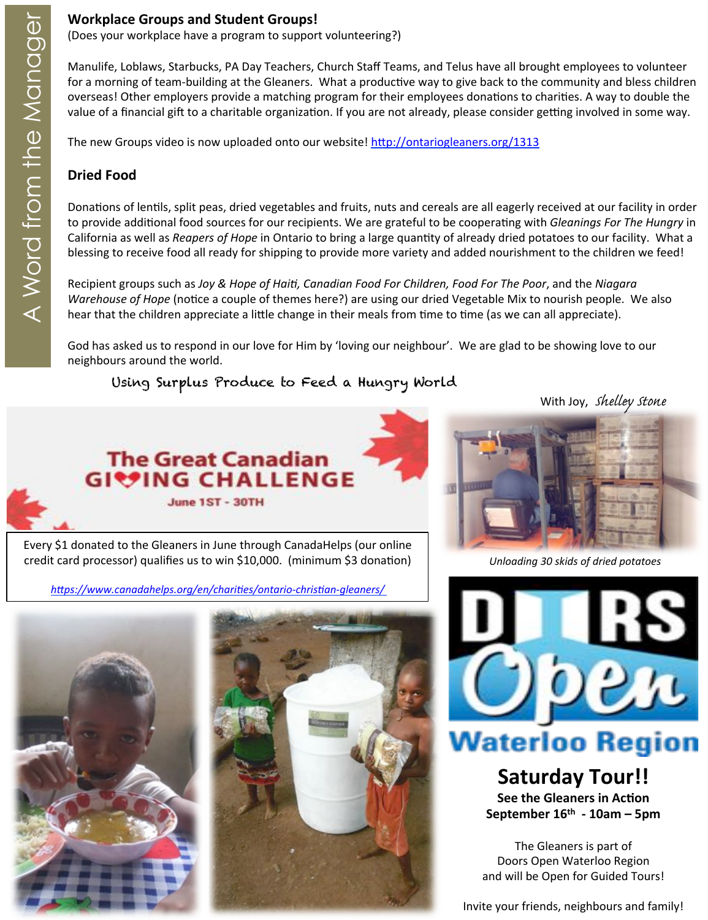# A Word from the Manager

## Workplace Groups and Student Groups!

(Does your workplace have a program to support volunteering?)

Manulife, Loblaws, Starbucks, PA Day Teachers, Church Staff Teams, and Telus have all brought employees to volunteer for a morning of team-building at the Gleaners. What a productive way to give back to the community and bless children overseas! Other employers provide a matching program for their employees donations to charities. A way to double the value of a financial gift to a charitable organization. If you are not already, please consider getting involved in some way.

The new Groups video is now uploaded onto our website! http://ontariogleaners.org/1313

## Dried Food

Donations of lentils, split peas, dried vegetables and fruits, nuts and cereals are all eagerly received at our facility in order to provide additional food sources for our recipients. We are grateful to be cooperating with *Gleanings For The Hungry* in California as well as *Reapers of Hope* in Ontario to bring a large quantity of already dried potatoes to our facility. What a blessing to receive food all ready for shipping to provide more variety and added nourishment to the children we feed!

Recipient groups such as *Joy & Hope of Haiti, Canadian Food For Children, Food For The Poor*, and the *Niagara Warehouse of Hope* (notice a couple of themes here?) are using our dried Vegetable Mix to nourish people. We also hear that the children appreciate a little change in their meals from time to time (as we can all appreciate).

God has asked us to respond in our love for Him by 'loving our neighbour'. We are glad to be showing love to our neighbours around the world.

Using Surplus Produce to Feed a Hungry World

With Joy, Shelley Stone

**The Great Canadian GIVING CHALLENGE**

June 1ST - 30TH

Every $1 donated to the Gleaners in June through CanadaHelps (our online credit card processor) qualifies us to win $10,000. (minimum $3 donation)

*https://www.canadahelps.org/en/charities/ontario-christian-gleaners/*

*Unloading 30 skids of dried potatoes*

**DOORS Open Waterloo Region**

## Saturday Tour!!

**See the Gleaners in Action**

**September 16th - 10am – 5pm**

The Gleaners is part of Doors Open Waterloo Region and will be Open for Guided Tours!

Invite your friends, neighbours and family!